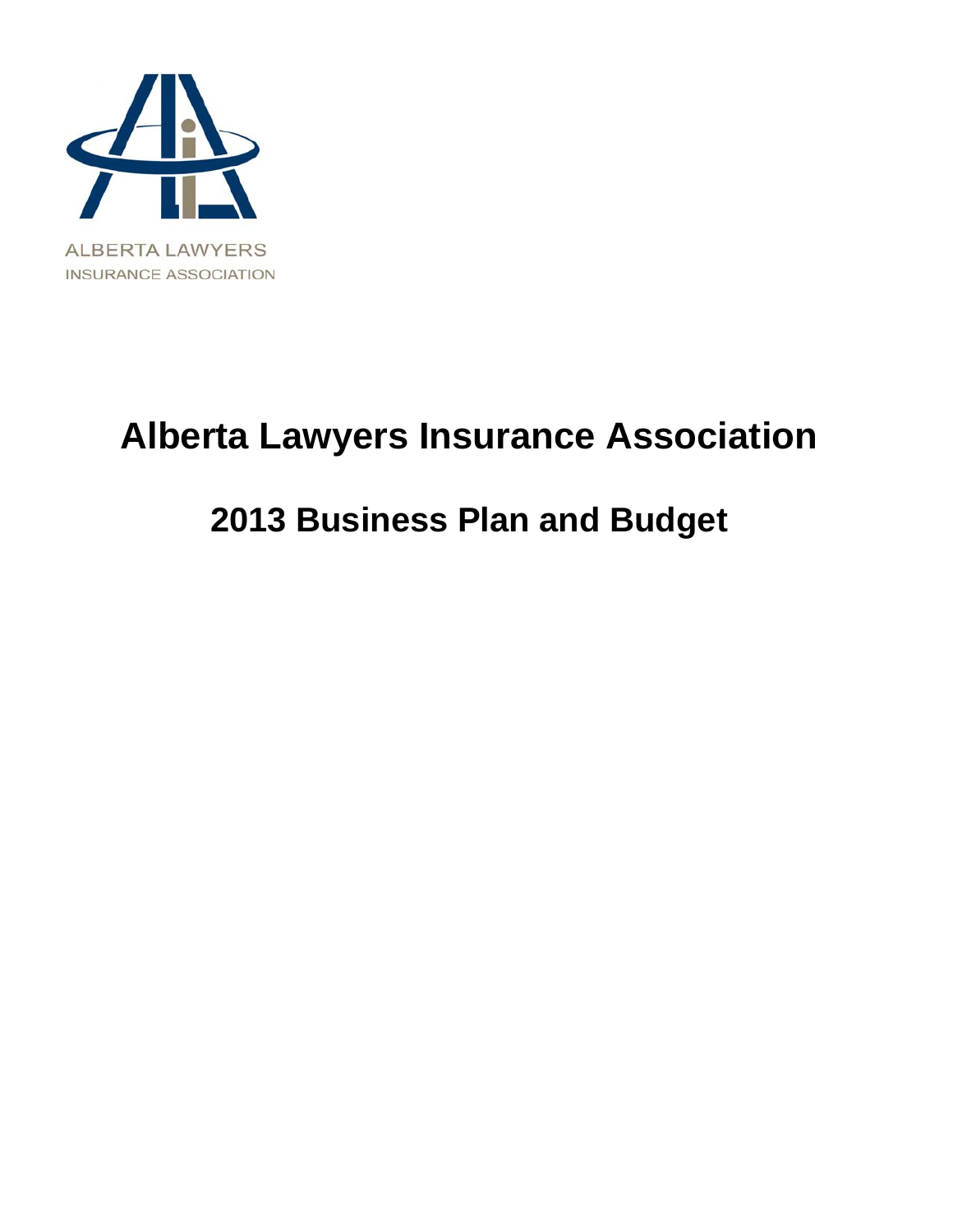ALBERTA LAWYERS
INSURANCE ASSOCIATION

# Alberta Lawyers Insurance Association

## 2013 Business Plan and Budget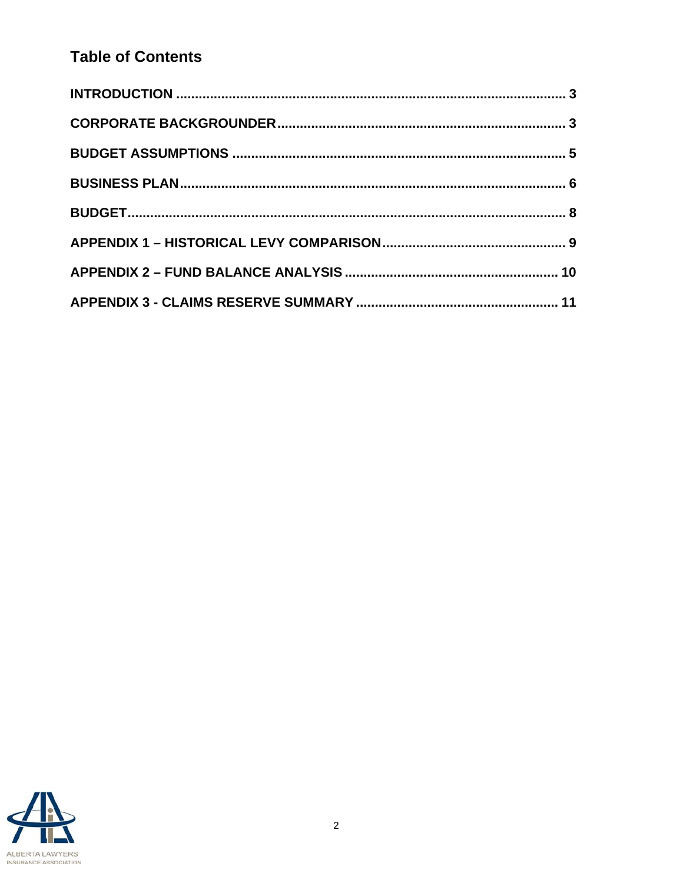## Table of Contents

**INTRODUCTION** ........................................................................................................ 3

**CORPORATE BACKGROUNDER** ............................................................................. 3

**BUDGET ASSUMPTIONS** ......................................................................................... 5

**BUSINESS PLAN** ...................................................................................................... 6

**BUDGET** .................................................................................................................... 8

**APPENDIX 1 – HISTORICAL LEVY COMPARISON** .................................................. 9

**APPENDIX 2 – FUND BALANCE ANALYSIS** ........................................................... 10

**APPENDIX 3 - CLAIMS RESERVE SUMMARY** ......................................................... 11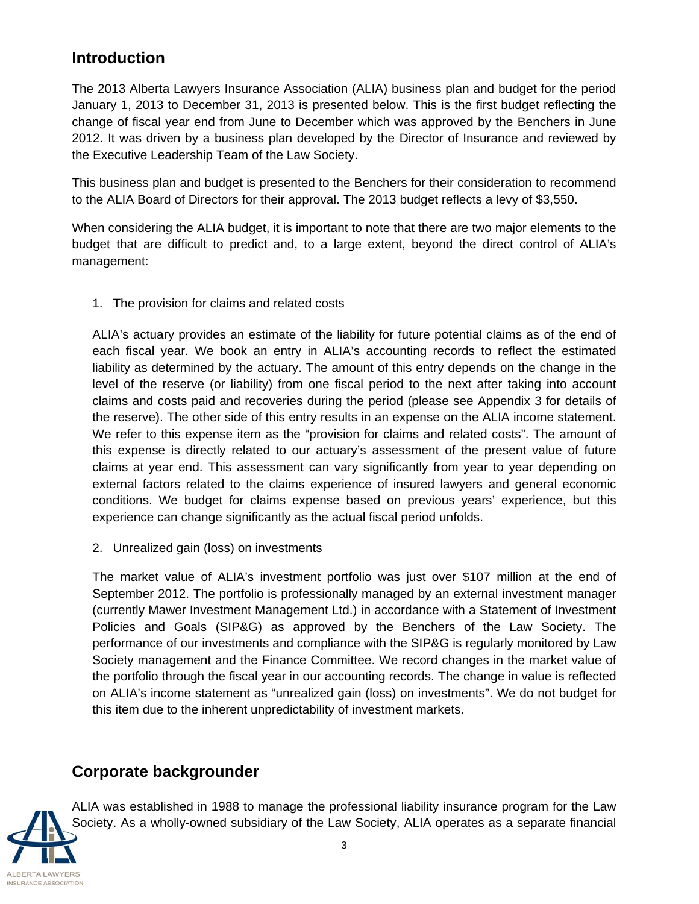## Introduction

The 2013 Alberta Lawyers Insurance Association (ALIA) business plan and budget for the period January 1, 2013 to December 31, 2013 is presented below. This is the first budget reflecting the change of fiscal year end from June to December which was approved by the Benchers in June 2012. It was driven by a business plan developed by the Director of Insurance and reviewed by the Executive Leadership Team of the Law Society.

This business plan and budget is presented to the Benchers for their consideration to recommend to the ALIA Board of Directors for their approval. The 2013 budget reflects a levy of $3,550.

When considering the ALIA budget, it is important to note that there are two major elements to the budget that are difficult to predict and, to a large extent, beyond the direct control of ALIA's management:

1. The provision for claims and related costs

   ALIA's actuary provides an estimate of the liability for future potential claims as of the end of each fiscal year. We book an entry in ALIA's accounting records to reflect the estimated liability as determined by the actuary. The amount of this entry depends on the change in the level of the reserve (or liability) from one fiscal period to the next after taking into account claims and costs paid and recoveries during the period (please see Appendix 3 for details of the reserve). The other side of this entry results in an expense on the ALIA income statement. We refer to this expense item as the "provision for claims and related costs". The amount of this expense is directly related to our actuary's assessment of the present value of future claims at year end. This assessment can vary significantly from year to year depending on external factors related to the claims experience of insured lawyers and general economic conditions. We budget for claims expense based on previous years' experience, but this experience can change significantly as the actual fiscal period unfolds.

2. Unrealized gain (loss) on investments

   The market value of ALIA's investment portfolio was just over $107 million at the end of September 2012. The portfolio is professionally managed by an external investment manager (currently Mawer Investment Management Ltd.) in accordance with a Statement of Investment Policies and Goals (SIP&G) as approved by the Benchers of the Law Society. The performance of our investments and compliance with the SIP&G is regularly monitored by Law Society management and the Finance Committee. We record changes in the market value of the portfolio through the fiscal year in our accounting records. The change in value is reflected on ALIA's income statement as "unrealized gain (loss) on investments". We do not budget for this item due to the inherent unpredictability of investment markets.

## Corporate backgrounder

ALIA was established in 1988 to manage the professional liability insurance program for the Law Society. As a wholly-owned subsidiary of the Law Society, ALIA operates as a separate financial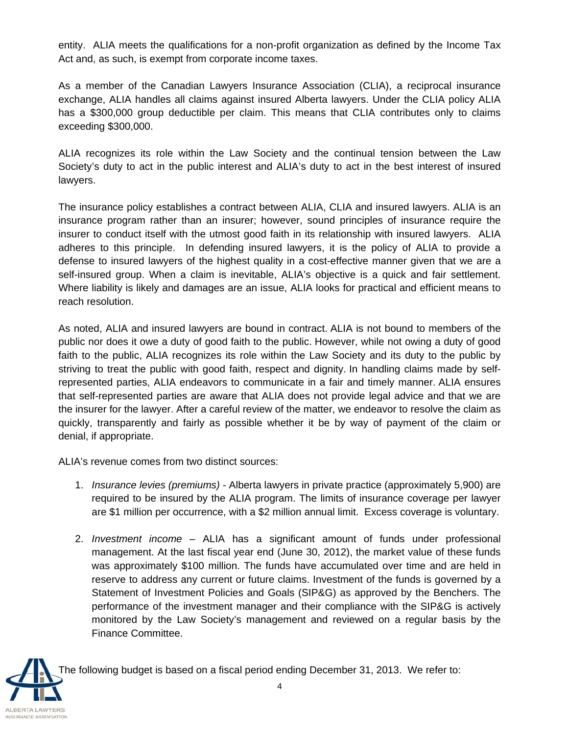entity. ALIA meets the qualifications for a non-profit organization as defined by the Income Tax Act and, as such, is exempt from corporate income taxes.

As a member of the Canadian Lawyers Insurance Association (CLIA), a reciprocal insurance exchange, ALIA handles all claims against insured Alberta lawyers. Under the CLIA policy ALIA has a $300,000 group deductible per claim. This means that CLIA contributes only to claims exceeding $300,000.

ALIA recognizes its role within the Law Society and the continual tension between the Law Society's duty to act in the public interest and ALIA's duty to act in the best interest of insured lawyers.

The insurance policy establishes a contract between ALIA, CLIA and insured lawyers. ALIA is an insurance program rather than an insurer; however, sound principles of insurance require the insurer to conduct itself with the utmost good faith in its relationship with insured lawyers. ALIA adheres to this principle. In defending insured lawyers, it is the policy of ALIA to provide a defense to insured lawyers of the highest quality in a cost-effective manner given that we are a self-insured group. When a claim is inevitable, ALIA's objective is a quick and fair settlement. Where liability is likely and damages are an issue, ALIA looks for practical and efficient means to reach resolution.

As noted, ALIA and insured lawyers are bound in contract. ALIA is not bound to members of the public nor does it owe a duty of good faith to the public. However, while not owing a duty of good faith to the public, ALIA recognizes its role within the Law Society and its duty to the public by striving to treat the public with good faith, respect and dignity. In handling claims made by self-represented parties, ALIA endeavors to communicate in a fair and timely manner. ALIA ensures that self-represented parties are aware that ALIA does not provide legal advice and that we are the insurer for the lawyer. After a careful review of the matter, we endeavor to resolve the claim as quickly, transparently and fairly as possible whether it be by way of payment of the claim or denial, if appropriate.

ALIA's revenue comes from two distinct sources:

1. *Insurance levies (premiums)* - Alberta lawyers in private practice (approximately 5,900) are required to be insured by the ALIA program. The limits of insurance coverage per lawyer are $1 million per occurrence, with a $2 million annual limit. Excess coverage is voluntary.

2. *Investment income* – ALIA has a significant amount of funds under professional management. At the last fiscal year end (June 30, 2012), the market value of these funds was approximately $100 million. The funds have accumulated over time and are held in reserve to address any current or future claims. Investment of the funds is governed by a Statement of Investment Policies and Goals (SIP&G) as approved by the Benchers. The performance of the investment manager and their compliance with the SIP&G is actively monitored by the Law Society's management and reviewed on a regular basis by the Finance Committee.

The following budget is based on a fiscal period ending December 31, 2013. We refer to: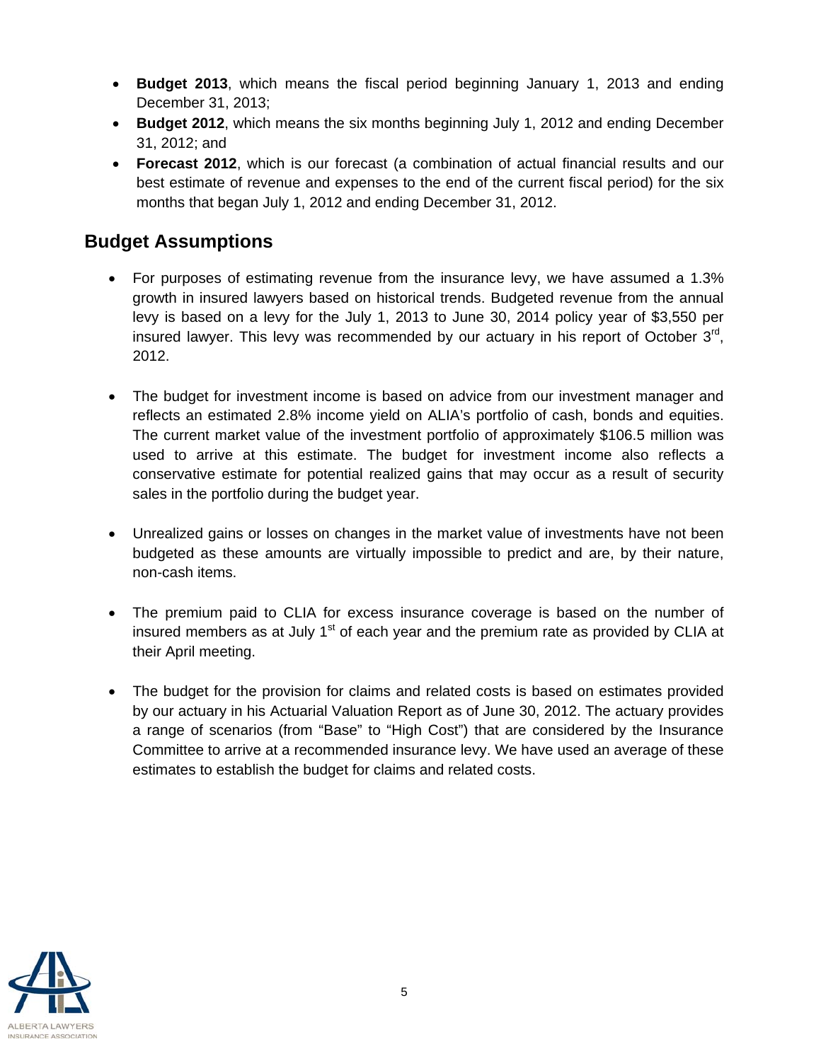- **Budget 2013**, which means the fiscal period beginning January 1, 2013 and ending December 31, 2013;
- **Budget 2012**, which means the six months beginning July 1, 2012 and ending December 31, 2012; and
- **Forecast 2012**, which is our forecast (a combination of actual financial results and our best estimate of revenue and expenses to the end of the current fiscal period) for the six months that began July 1, 2012 and ending December 31, 2012.

## Budget Assumptions

- For purposes of estimating revenue from the insurance levy, we have assumed a 1.3% growth in insured lawyers based on historical trends. Budgeted revenue from the annual levy is based on a levy for the July 1, 2013 to June 30, 2014 policy year of $3,550 per insured lawyer. This levy was recommended by our actuary in his report of October 3rd, 2012.

- The budget for investment income is based on advice from our investment manager and reflects an estimated 2.8% income yield on ALIA's portfolio of cash, bonds and equities. The current market value of the investment portfolio of approximately $106.5 million was used to arrive at this estimate. The budget for investment income also reflects a conservative estimate for potential realized gains that may occur as a result of security sales in the portfolio during the budget year.

- Unrealized gains or losses on changes in the market value of investments have not been budgeted as these amounts are virtually impossible to predict and are, by their nature, non-cash items.

- The premium paid to CLIA for excess insurance coverage is based on the number of insured members as at July 1st of each year and the premium rate as provided by CLIA at their April meeting.

- The budget for the provision for claims and related costs is based on estimates provided by our actuary in his Actuarial Valuation Report as of June 30, 2012. The actuary provides a range of scenarios (from "Base" to "High Cost") that are considered by the Insurance Committee to arrive at a recommended insurance levy. We have used an average of these estimates to establish the budget for claims and related costs.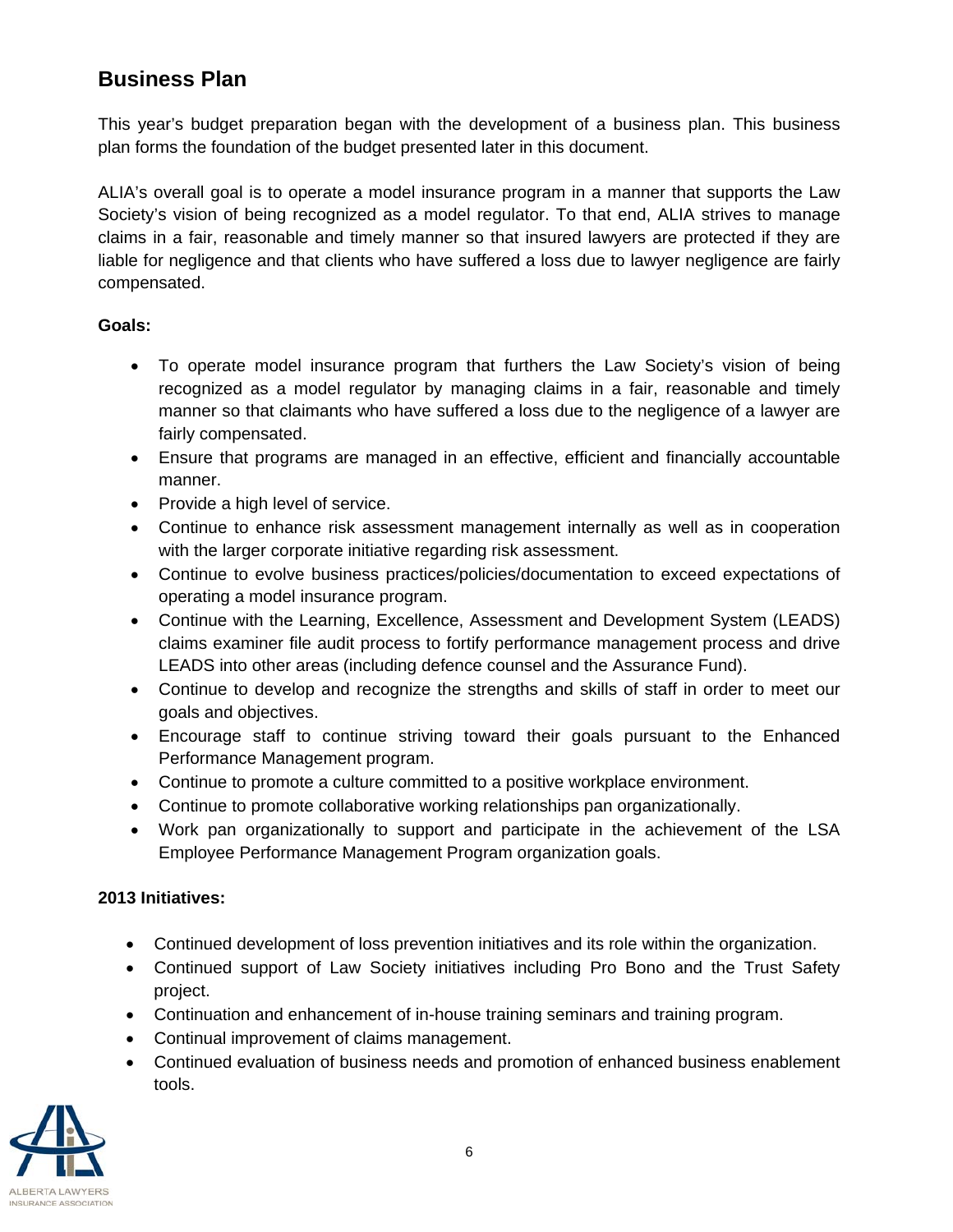## Business Plan

This year's budget preparation began with the development of a business plan. This business plan forms the foundation of the budget presented later in this document.

ALIA's overall goal is to operate a model insurance program in a manner that supports the Law Society's vision of being recognized as a model regulator. To that end, ALIA strives to manage claims in a fair, reasonable and timely manner so that insured lawyers are protected if they are liable for negligence and that clients who have suffered a loss due to lawyer negligence are fairly compensated.

**Goals:**

- To operate model insurance program that furthers the Law Society's vision of being recognized as a model regulator by managing claims in a fair, reasonable and timely manner so that claimants who have suffered a loss due to the negligence of a lawyer are fairly compensated.
- Ensure that programs are managed in an effective, efficient and financially accountable manner.
- Provide a high level of service.
- Continue to enhance risk assessment management internally as well as in cooperation with the larger corporate initiative regarding risk assessment.
- Continue to evolve business practices/policies/documentation to exceed expectations of operating a model insurance program.
- Continue with the Learning, Excellence, Assessment and Development System (LEADS) claims examiner file audit process to fortify performance management process and drive LEADS into other areas (including defence counsel and the Assurance Fund).
- Continue to develop and recognize the strengths and skills of staff in order to meet our goals and objectives.
- Encourage staff to continue striving toward their goals pursuant to the Enhanced Performance Management program.
- Continue to promote a culture committed to a positive workplace environment.
- Continue to promote collaborative working relationships pan organizationally.
- Work pan organizationally to support and participate in the achievement of the LSA Employee Performance Management Program organization goals.

**2013 Initiatives:**

- Continued development of loss prevention initiatives and its role within the organization.
- Continued support of Law Society initiatives including Pro Bono and the Trust Safety project.
- Continuation and enhancement of in-house training seminars and training program.
- Continual improvement of claims management.
- Continued evaluation of business needs and promotion of enhanced business enablement tools.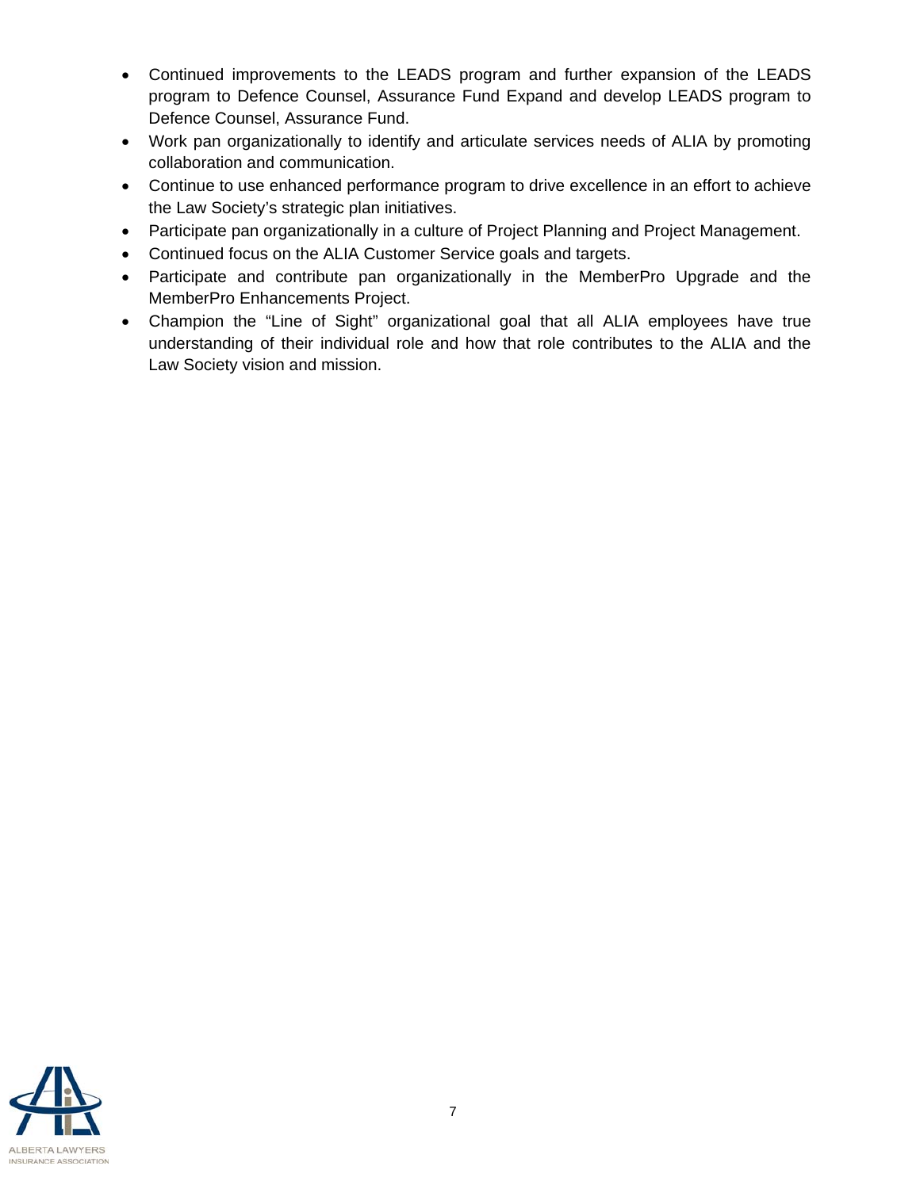- Continued improvements to the LEADS program and further expansion of the LEADS program to Defence Counsel, Assurance Fund Expand and develop LEADS program to Defence Counsel, Assurance Fund.
- Work pan organizationally to identify and articulate services needs of ALIA by promoting collaboration and communication.
- Continue to use enhanced performance program to drive excellence in an effort to achieve the Law Society's strategic plan initiatives.
- Participate pan organizationally in a culture of Project Planning and Project Management.
- Continued focus on the ALIA Customer Service goals and targets.
- Participate and contribute pan organizationally in the MemberPro Upgrade and the MemberPro Enhancements Project.
- Champion the "Line of Sight" organizational goal that all ALIA employees have true understanding of their individual role and how that role contributes to the ALIA and the Law Society vision and mission.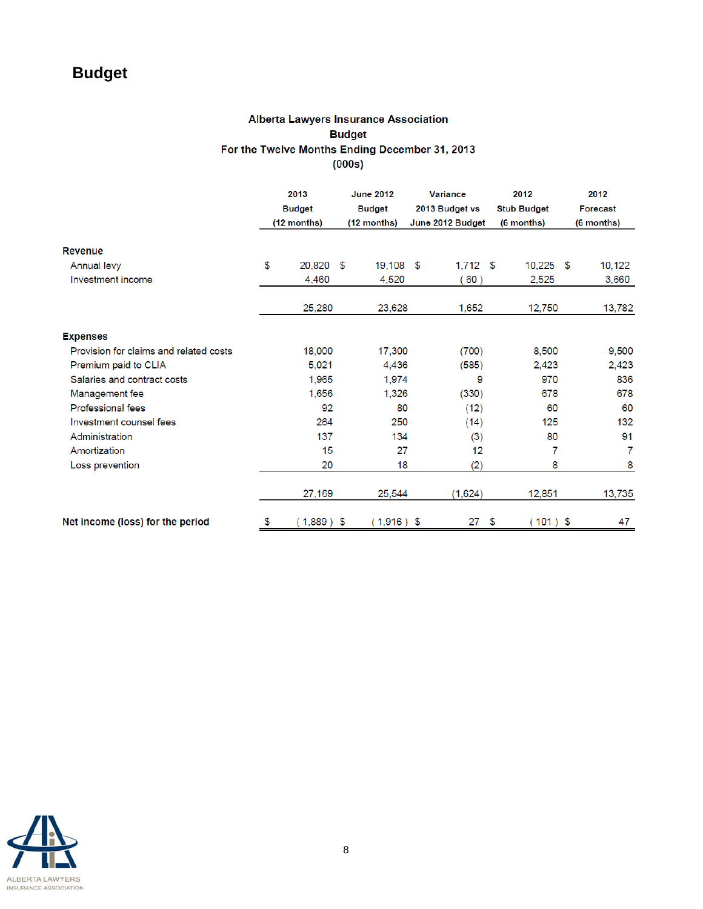# Budget

**Alberta Lawyers Insurance Association**
**Budget**
**For the Twelve Months Ending December 31, 2013**
**(000s)**

| | 2013 Budget (12 months) | June 2012 Budget (12 months) | Variance 2013 Budget vs June 2012 Budget | 2012 Stub Budget (6 months) | 2012 Forecast (6 months) |
|---|---|---|---|---|---|
| **Revenue** | | | | | |
| Annual levy | $ 20,820 | $ 19,108 | $ 1,712 | $ 10,225 | $ 10,122 |
| Investment income | 4,460 | 4,520 | ( 60 ) | 2,525 | 3,660 |
| | 25,280 | 23,628 | 1,652 | 12,750 | 13,782 |
| **Expenses** | | | | | |
| Provision for claims and related costs | 18,000 | 17,300 | (700) | 8,500 | 9,500 |
| Premium paid to CLIA | 5,021 | 4,436 | (585) | 2,423 | 2,423 |
| Salaries and contract costs | 1,965 | 1,974 | 9 | 970 | 836 |
| Management fee | 1,656 | 1,326 | (330) | 678 | 678 |
| Professional fees | 92 | 80 | (12) | 60 | 60 |
| Investment counsel fees | 264 | 250 | (14) | 125 | 132 |
| Administration | 137 | 134 | (3) | 80 | 91 |
| Amortization | 15 | 27 | 12 | 7 | 7 |
| Loss prevention | 20 | 18 | (2) | 8 | 8 |
| | 27,169 | 25,544 | (1,624) | 12,851 | 13,735 |
| **Net income (loss) for the period** | $ ( 1,889 ) | $ ( 1,916 ) | $ 27 | $ ( 101 ) | $ 47 |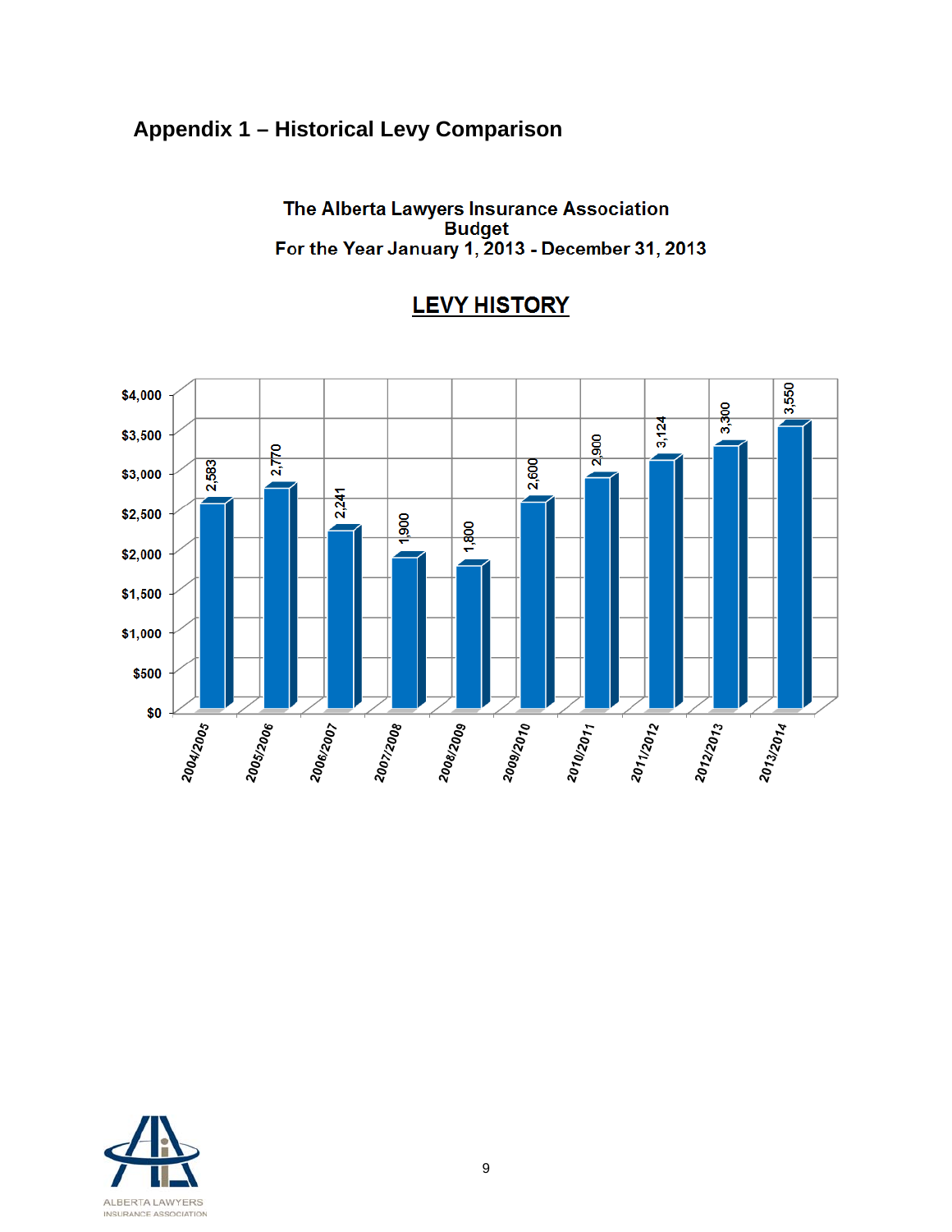## Appendix 1 – Historical Levy Comparison

**The Alberta Lawyers Insurance Association**
**Budget**
**For the Year January 1, 2013 - December 31, 2013**

**LEVY HISTORY**

| Year | Levy |
|---|---|
| 2004/2005 | 2,583 |
| 2005/2006 | 2,770 |
| 2006/2007 | 2,241 |
| 2007/2008 | 1,900 |
| 2008/2009 | 1,800 |
| 2009/2010 | 2,600 |
| 2010/2011 | 2,900 |
| 2011/2012 | 3,124 |
| 2012/2013 | 3,300 |
| 2013/2014 | 3,550 |

ALBERTA LAWYERS INSURANCE ASSOCIATION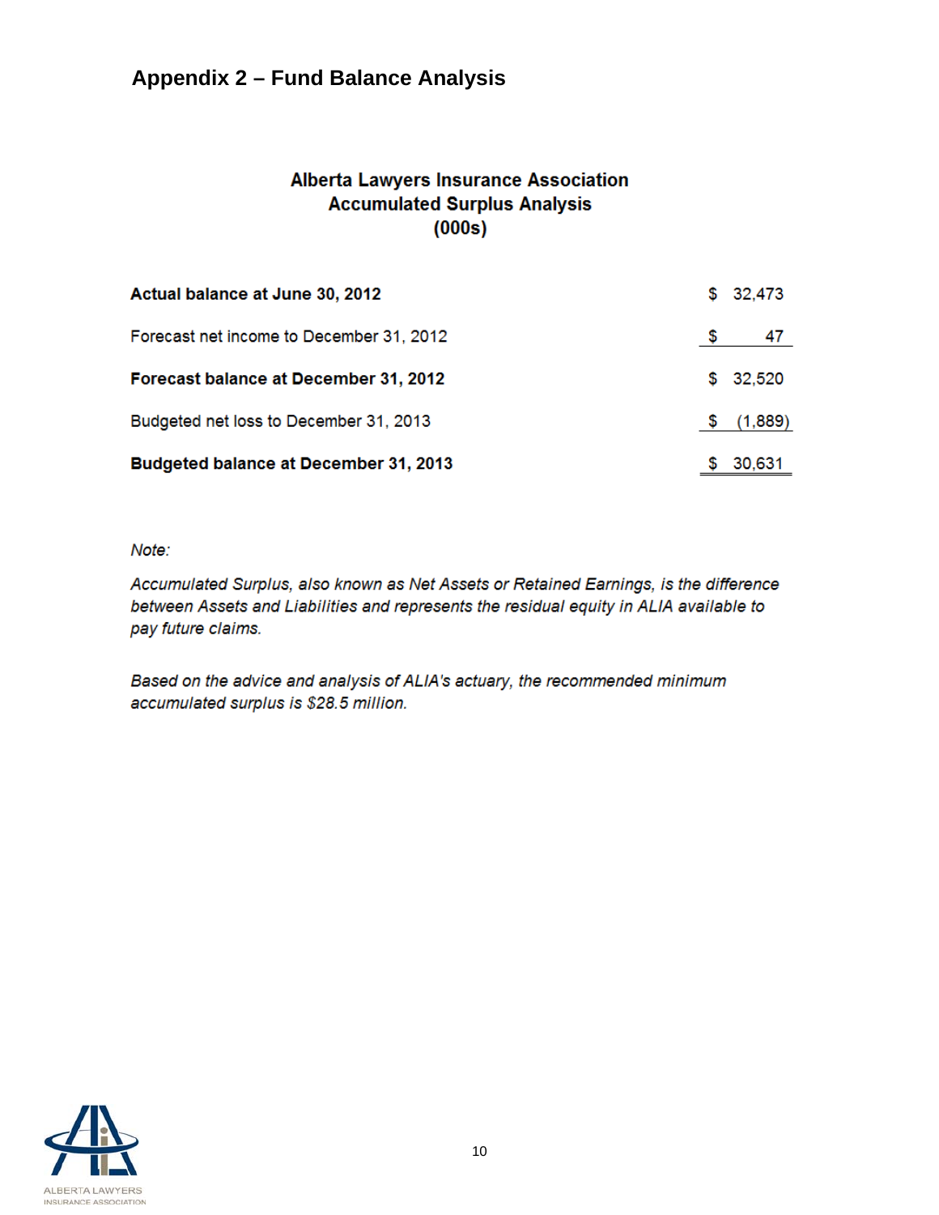## Appendix 2 – Fund Balance Analysis

**Alberta Lawyers Insurance Association**
**Accumulated Surplus Analysis**
**(000s)**

| | |
|---|---|
| **Actual balance at June 30, 2012** | $ 32,473 |
| Forecast net income to December 31, 2012 | $ 47 |
| **Forecast balance at December 31, 2012** | $ 32,520 |
| Budgeted net loss to December 31, 2013 | $ (1,889) |
| **Budgeted balance at December 31, 2013** | $ 30,631 |

*Note:*

*Accumulated Surplus, also known as Net Assets or Retained Earnings, is the difference between Assets and Liabilities and represents the residual equity in ALIA available to pay future claims.*

*Based on the advice and analysis of ALIA's actuary, the recommended minimum accumulated surplus is $28.5 million.*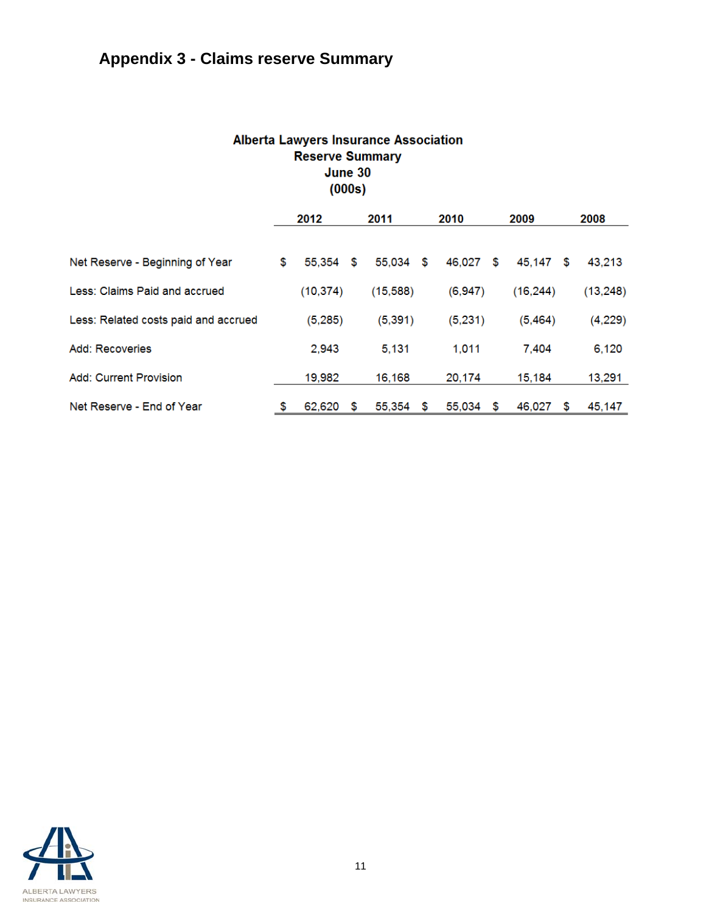# Appendix 3 - Claims reserve Summary

**Alberta Lawyers Insurance Association**
**Reserve Summary**
**June 30**
**(000s)**

| | 2012 | 2011 | 2010 | 2009 | 2008 |
|---|---|---|---|---|---|
| Net Reserve - Beginning of Year | $ 55,354 | $ 55,034 | $ 46,027 | $ 45,147 | $ 43,213 |
| Less: Claims Paid and accrued | (10,374) | (15,588) | (6,947) | (16,244) | (13,248) |
| Less: Related costs paid and accrued | (5,285) | (5,391) | (5,231) | (5,464) | (4,229) |
| Add: Recoveries | 2,943 | 5,131 | 1,011 | 7,404 | 6,120 |
| Add: Current Provision | 19,982 | 16,168 | 20,174 | 15,184 | 13,291 |
| Net Reserve - End of Year | $ 62,620 | $ 55,354 | $ 55,034 | $ 46,027 | $ 45,147 |

ALBERTA LAWYERS
INSURANCE ASSOCIATION